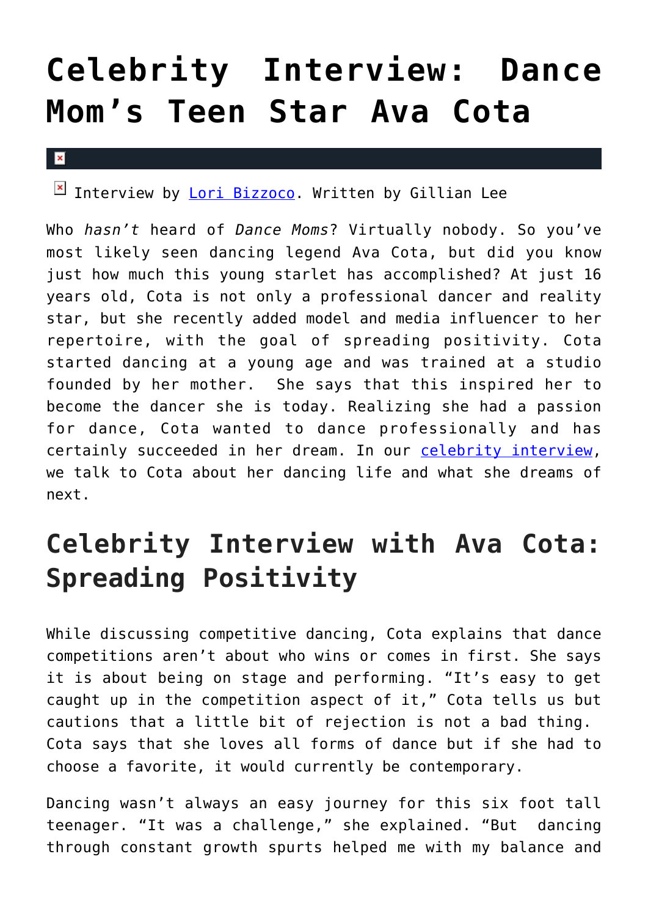# Celebrity Interview: Dance Mom's Teen Star Ava Cota

Interview by [Lori Bizzoco](). Written by Gillian Lee

Who *hasn't* heard of *Dance Moms*? Virtually nobody. So you've most likely seen dancing legend Ava Cota, but did you know just how much this young starlet has accomplished? At just 16 years old, Cota is not only a professional dancer and reality star, but she recently added model and media influencer to her repertoire, with the goal of spreading positivity. Cota started dancing at a young age and was trained at a studio founded by her mother. She says that this inspired her to become the dancer she is today. Realizing she had a passion for dance, Cota wanted to dance professionally and has certainly succeeded in her dream. In our [celebrity interview](), we talk to Cota about her dancing life and what she dreams of next.

## Celebrity Interview with Ava Cota: Spreading Positivity

While discussing competitive dancing, Cota explains that dance competitions aren't about who wins or comes in first. She says it is about being on stage and performing. "It's easy to get caught up in the competition aspect of it," Cota tells us but cautions that a little bit of rejection is not a bad thing. Cota says that she loves all forms of dance but if she had to choose a favorite, it would currently be contemporary.

Dancing wasn't always an easy journey for this six foot tall teenager. "It was a challenge," she explained. "But dancing through constant growth spurts helped me with my balance and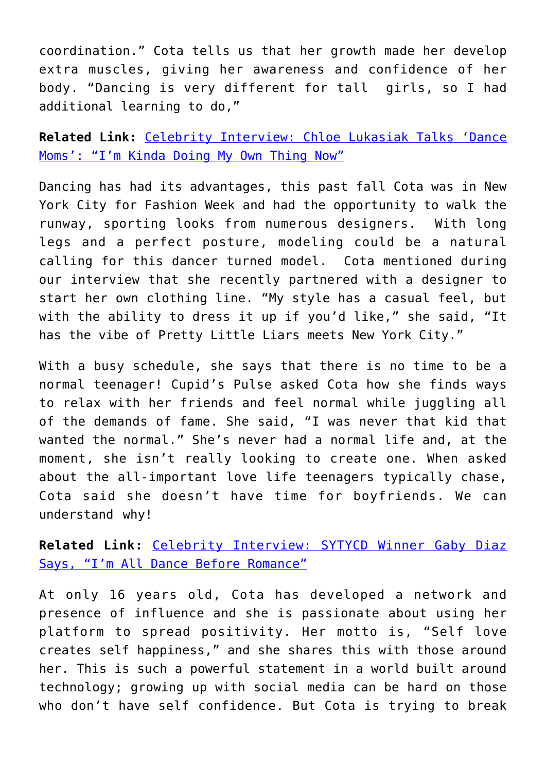coordination." Cota tells us that her growth made her develop extra muscles, giving her awareness and confidence of her body. "Dancing is very different for tall girls, so I had additional learning to do,"

**Related Link:** [Celebrity Interview: Chloe Lukasiak Talks 'Dance Moms': "I'm Kinda Doing My Own Thing Now"]()

Dancing has had its advantages, this past fall Cota was in New York City for Fashion Week and had the opportunity to walk the runway, sporting looks from numerous designers. With long legs and a perfect posture, modeling could be a natural calling for this dancer turned model. Cota mentioned during our interview that she recently partnered with a designer to start her own clothing line. "My style has a casual feel, but with the ability to dress it up if you'd like," she said, "It has the vibe of Pretty Little Liars meets New York City."

With a busy schedule, she says that there is no time to be a normal teenager! Cupid's Pulse asked Cota how she finds ways to relax with her friends and feel normal while juggling all of the demands of fame. She said, "I was never that kid that wanted the normal." She's never had a normal life and, at the moment, she isn't really looking to create one. When asked about the all-important love life teenagers typically chase, Cota said she doesn't have time for boyfriends. We can understand why!

**Related Link:** [Celebrity Interview: SYTYCD Winner Gaby Diaz Says, "I'm All Dance Before Romance"]()

At only 16 years old, Cota has developed a network and presence of influence and she is passionate about using her platform to spread positivity. Her motto is, "Self love creates self happiness," and she shares this with those around her. This is such a powerful statement in a world built around technology; growing up with social media can be hard on those who don't have self confidence. But Cota is trying to break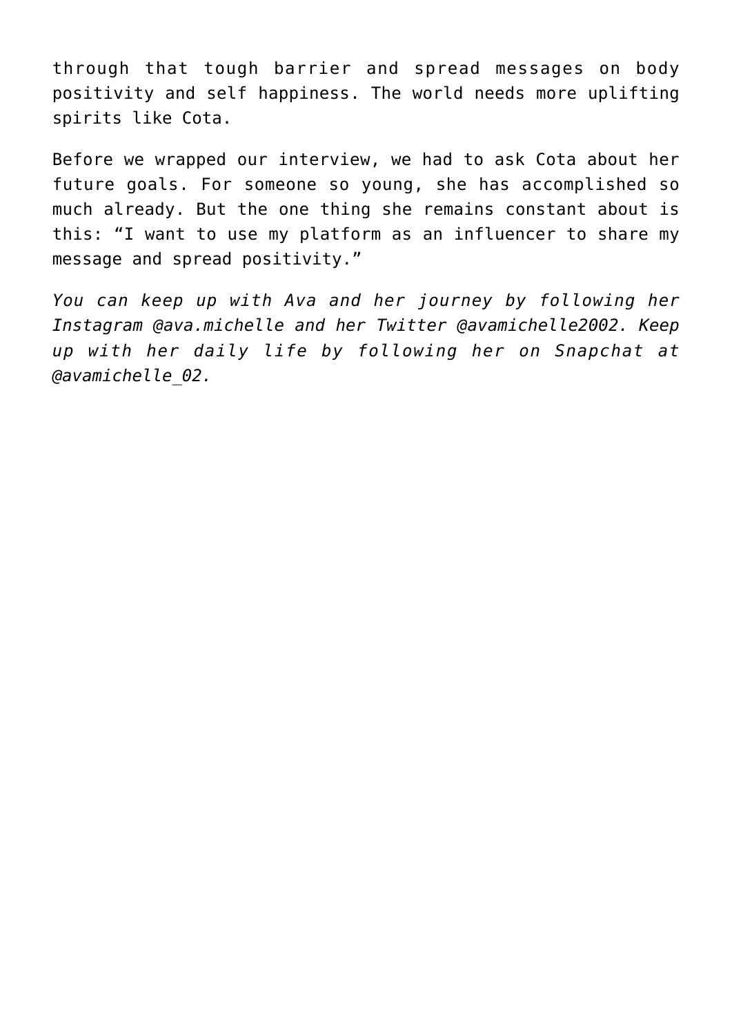through that tough barrier and spread messages on body positivity and self happiness. The world needs more uplifting spirits like Cota.

Before we wrapped our interview, we had to ask Cota about her future goals. For someone so young, she has accomplished so much already. But the one thing she remains constant about is this: “I want to use my platform as an influencer to share my message and spread positivity.”

*You can keep up with Ava and her journey by following her Instagram @ava.michelle and her Twitter @avamichelle2002. Keep up with her daily life by following her on Snapchat at @avamichelle_02.*